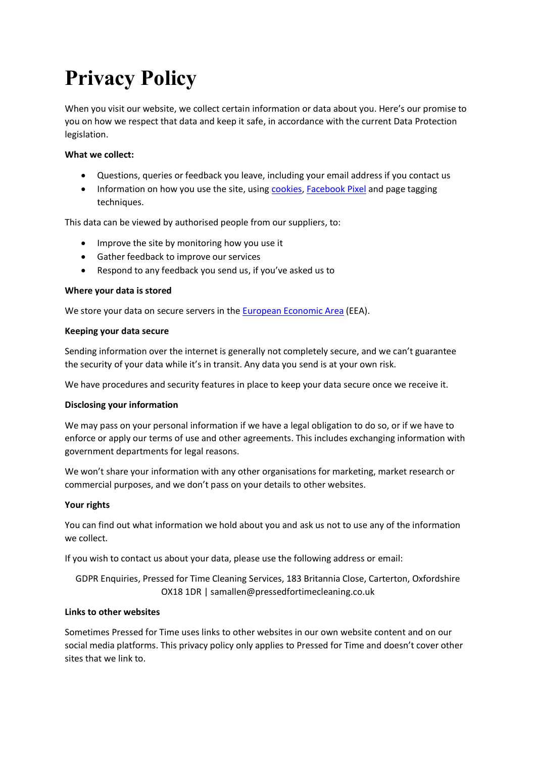# Privacy Policy

When you visit our website, we collect certain information or data about you. Here's our promise to you on how we respect that data and keep it safe, in accordance with the current Data Protection legislation.

**What we collect:**

- Questions, queries or feedback you leave, including your email address if you contact us
- Information on how you use the site, using cookies, Facebook Pixel and page tagging techniques.

This data can be viewed by authorised people from our suppliers, to:

- Improve the site by monitoring how you use it
- Gather feedback to improve our services
- Respond to any feedback you send us, if you've asked us to

**Where your data is stored**

We store your data on secure servers in the European Economic Area (EEA).

**Keeping your data secure**

Sending information over the internet is generally not completely secure, and we can't guarantee the security of your data while it's in transit. Any data you send is at your own risk.

We have procedures and security features in place to keep your data secure once we receive it.

**Disclosing your information**

We may pass on your personal information if we have a legal obligation to do so, or if we have to enforce or apply our terms of use and other agreements. This includes exchanging information with government departments for legal reasons.

We won't share your information with any other organisations for marketing, market research or commercial purposes, and we don't pass on your details to other websites.

**Your rights**

You can find out what information we hold about you and ask us not to use any of the information we collect.

If you wish to contact us about your data, please use the following address or email:

GDPR Enquiries, Pressed for Time Cleaning Services, 183 Britannia Close, Carterton, Oxfordshire OX18 1DR | samallen@pressedfortimecleaning.co.uk

**Links to other websites**

Sometimes Pressed for Time uses links to other websites in our own website content and on our social media platforms. This privacy policy only applies to Pressed for Time and doesn't cover other sites that we link to.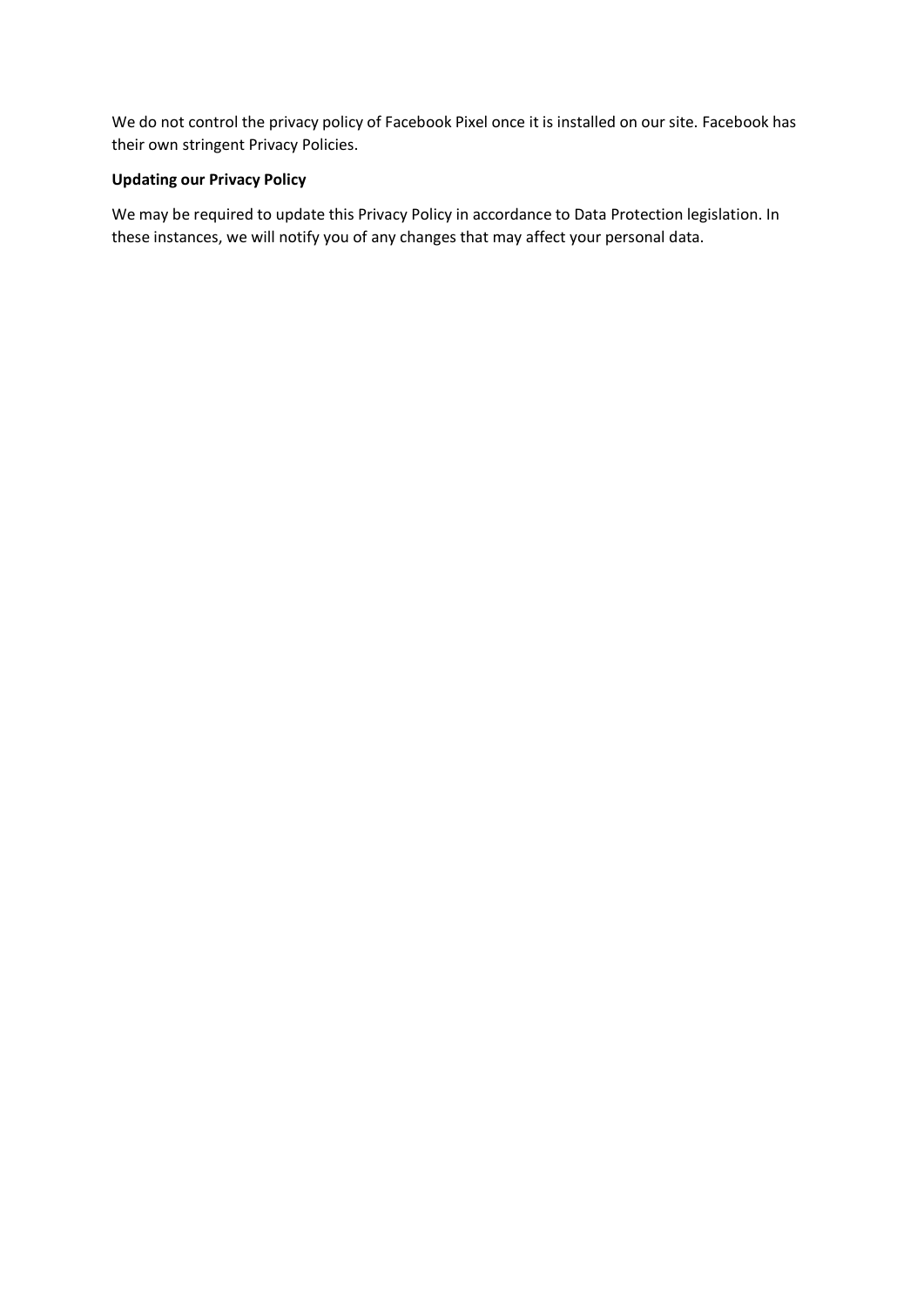We do not control the privacy policy of Facebook Pixel once it is installed on our site. Facebook has their own stringent Privacy Policies.

**Updating our Privacy Policy**

We may be required to update this Privacy Policy in accordance to Data Protection legislation. In these instances, we will notify you of any changes that may affect your personal data.